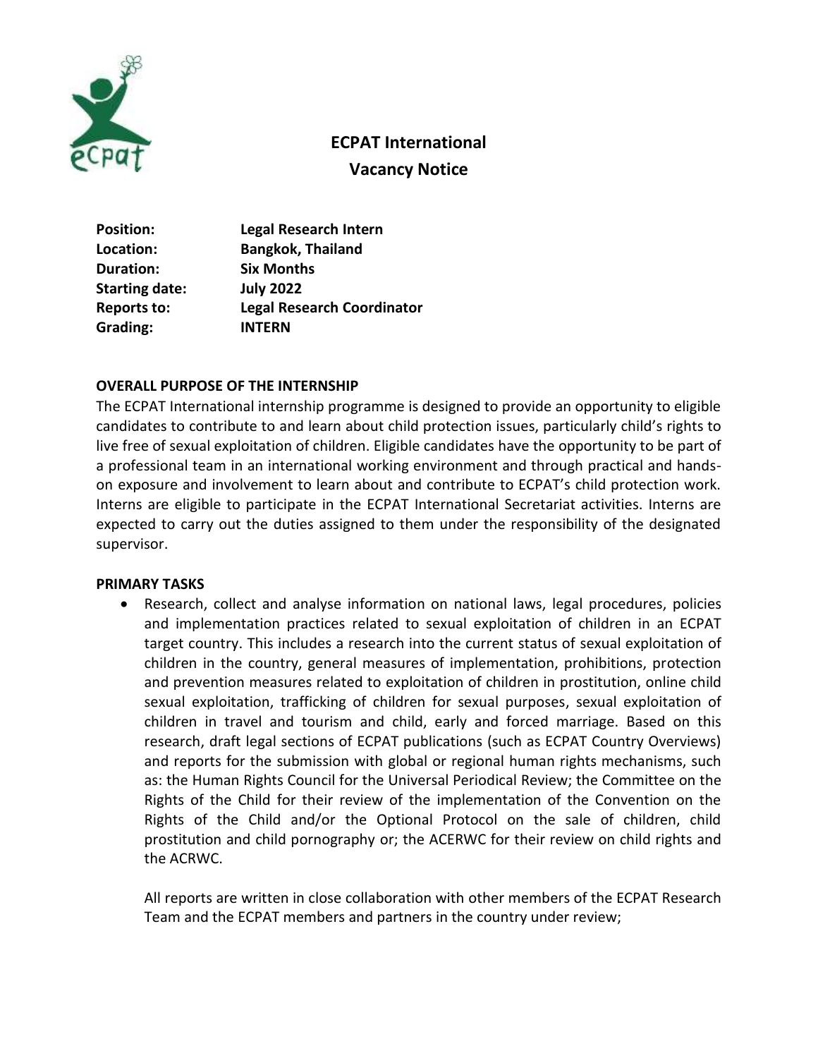# ECPAT International
## Vacancy Notice

| | |
|---|---|
| **Position:** | **Legal Research Intern** |
| **Location:** | **Bangkok, Thailand** |
| **Duration:** | **Six Months** |
| **Starting date:** | **July 2022** |
| **Reports to:** | **Legal Research Coordinator** |
| **Grading:** | **INTERN** |

### OVERALL PURPOSE OF THE INTERNSHIP

The ECPAT International internship programme is designed to provide an opportunity to eligible candidates to contribute to and learn about child protection issues, particularly child's rights to live free of sexual exploitation of children. Eligible candidates have the opportunity to be part of a professional team in an international working environment and through practical and hands-on exposure and involvement to learn about and contribute to ECPAT's child protection work. Interns are eligible to participate in the ECPAT International Secretariat activities. Interns are expected to carry out the duties assigned to them under the responsibility of the designated supervisor.

### PRIMARY TASKS

- Research, collect and analyse information on national laws, legal procedures, policies and implementation practices related to sexual exploitation of children in an ECPAT target country. This includes a research into the current status of sexual exploitation of children in the country, general measures of implementation, prohibitions, protection and prevention measures related to exploitation of children in prostitution, online child sexual exploitation, trafficking of children for sexual purposes, sexual exploitation of children in travel and tourism and child, early and forced marriage. Based on this research, draft legal sections of ECPAT publications (such as ECPAT Country Overviews) and reports for the submission with global or regional human rights mechanisms, such as: the Human Rights Council for the Universal Periodical Review; the Committee on the Rights of the Child for their review of the implementation of the Convention on the Rights of the Child and/or the Optional Protocol on the sale of children, child prostitution and child pornography or; the ACERWC for their review on child rights and the ACRWC.

  All reports are written in close collaboration with other members of the ECPAT Research Team and the ECPAT members and partners in the country under review;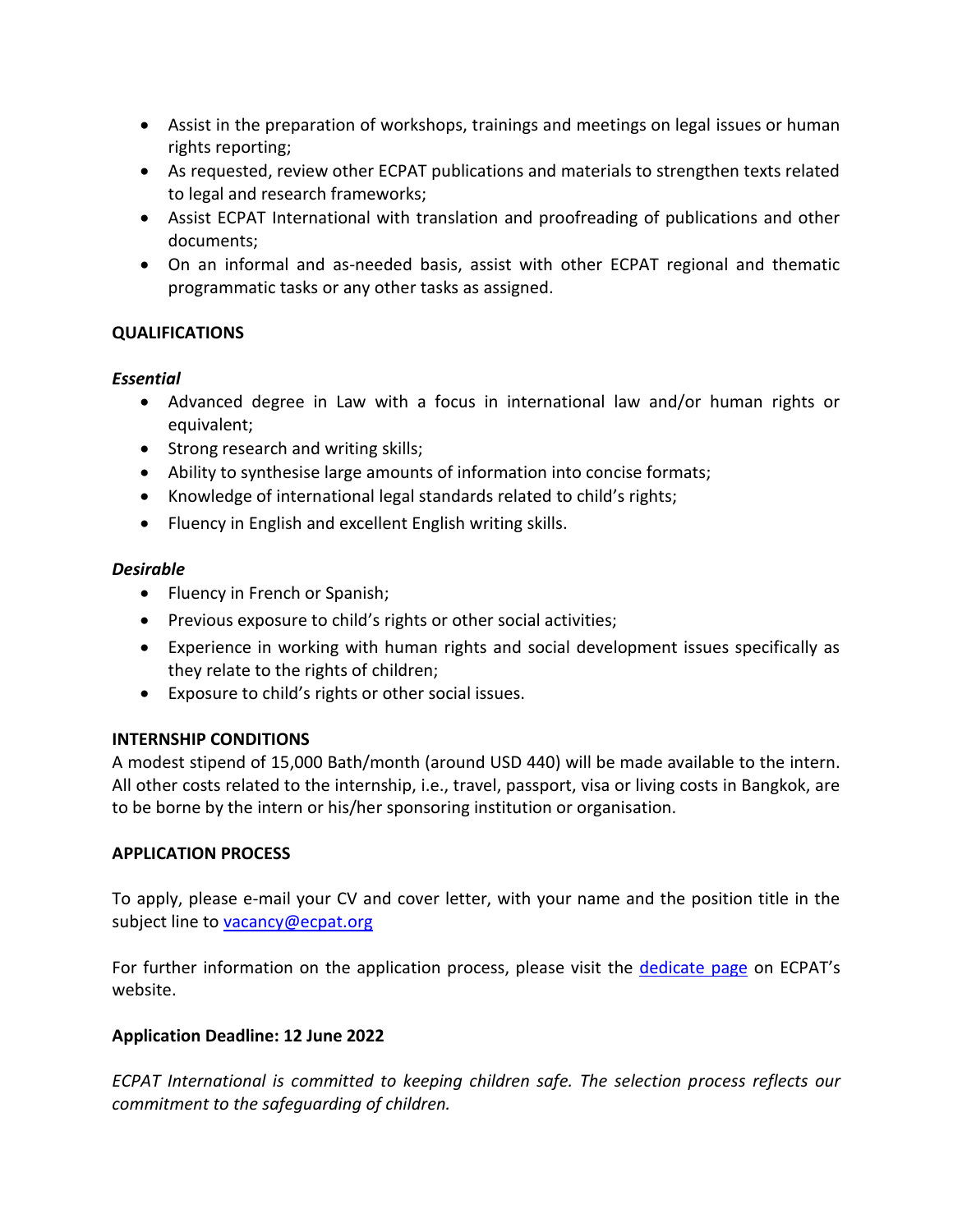- Assist in the preparation of workshops, trainings and meetings on legal issues or human rights reporting;
- As requested, review other ECPAT publications and materials to strengthen texts related to legal and research frameworks;
- Assist ECPAT International with translation and proofreading of publications and other documents;
- On an informal and as-needed basis, assist with other ECPAT regional and thematic programmatic tasks or any other tasks as assigned.

**QUALIFICATIONS**

***Essential***

- Advanced degree in Law with a focus in international law and/or human rights or equivalent;
- Strong research and writing skills;
- Ability to synthesise large amounts of information into concise formats;
- Knowledge of international legal standards related to child's rights;
- Fluency in English and excellent English writing skills.

***Desirable***

- Fluency in French or Spanish;
- Previous exposure to child's rights or other social activities;
- Experience in working with human rights and social development issues specifically as they relate to the rights of children;
- Exposure to child's rights or other social issues.

**INTERNSHIP CONDITIONS**

A modest stipend of 15,000 Bath/month (around USD 440) will be made available to the intern. All other costs related to the internship, i.e., travel, passport, visa or living costs in Bangkok, are to be borne by the intern or his/her sponsoring institution or organisation.

**APPLICATION PROCESS**

To apply, please e-mail your CV and cover letter, with your name and the position title in the subject line to vacancy@ecpat.org

For further information on the application process, please visit the dedicate page on ECPAT's website.

**Application Deadline: 12 June 2022**

*ECPAT International is committed to keeping children safe. The selection process reflects our commitment to the safeguarding of children.*